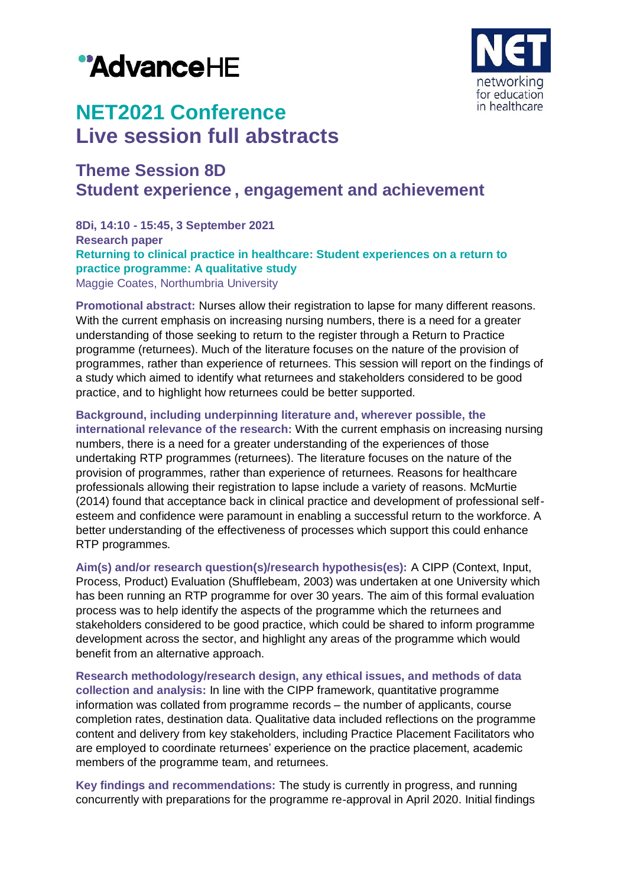# NET2021 Conference
# Live session full abstracts

## Theme Session 8D
## Student experience , engagement and achievement

**8Di, 14:10 - 15:45, 3 September 2021**
**Research paper**
**Returning to clinical practice in healthcare: Student experiences on a return to practice programme: A qualitative study**
Maggie Coates, Northumbria University

**Promotional abstract:** Nurses allow their registration to lapse for many different reasons. With the current emphasis on increasing nursing numbers, there is a need for a greater understanding of those seeking to return to the register through a Return to Practice programme (returnees). Much of the literature focuses on the nature of the provision of programmes, rather than experience of returnees. This session will report on the findings of a study which aimed to identify what returnees and stakeholders considered to be good practice, and to highlight how returnees could be better supported.

**Background, including underpinning literature and, wherever possible, the international relevance of the research:** With the current emphasis on increasing nursing numbers, there is a need for a greater understanding of the experiences of those undertaking RTP programmes (returnees). The literature focuses on the nature of the provision of programmes, rather than experience of returnees. Reasons for healthcare professionals allowing their registration to lapse include a variety of reasons. McMurtie (2014) found that acceptance back in clinical practice and development of professional self-esteem and confidence were paramount in enabling a successful return to the workforce. A better understanding of the effectiveness of processes which support this could enhance RTP programmes.

**Aim(s) and/or research question(s)/research hypothesis(es):** A CIPP (Context, Input, Process, Product) Evaluation (Shufflebeam, 2003) was undertaken at one University which has been running an RTP programme for over 30 years. The aim of this formal evaluation process was to help identify the aspects of the programme which the returnees and stakeholders considered to be good practice, which could be shared to inform programme development across the sector, and highlight any areas of the programme which would benefit from an alternative approach.

**Research methodology/research design, any ethical issues, and methods of data collection and analysis:** In line with the CIPP framework, quantitative programme information was collated from programme records – the number of applicants, course completion rates, destination data. Qualitative data included reflections on the programme content and delivery from key stakeholders, including Practice Placement Facilitators who are employed to coordinate returnees' experience on the practice placement, academic members of the programme team, and returnees.

**Key findings and recommendations:** The study is currently in progress, and running concurrently with preparations for the programme re-approval in April 2020. Initial findings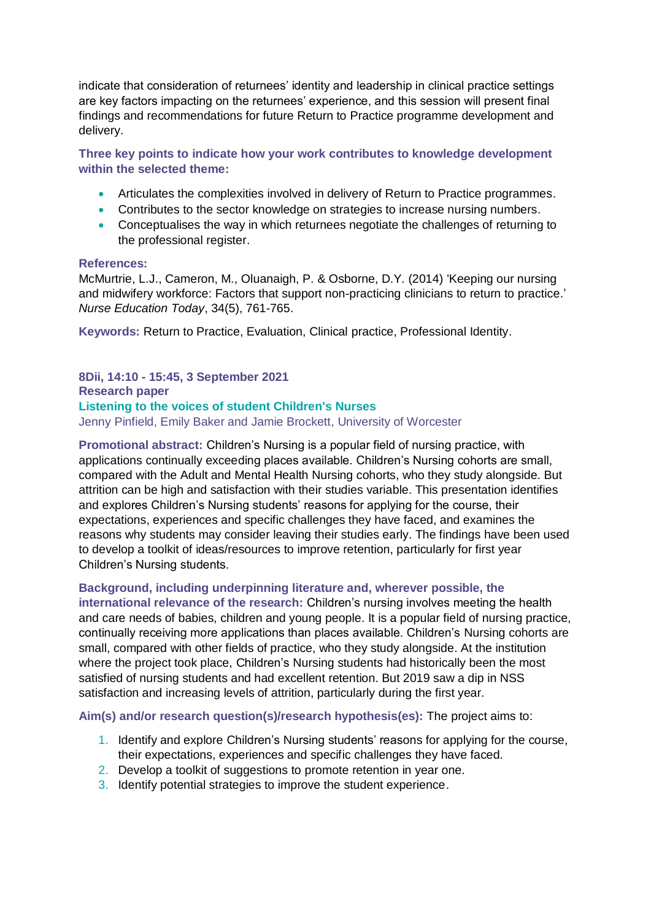indicate that consideration of returnees' identity and leadership in clinical practice settings are key factors impacting on the returnees' experience, and this session will present final findings and recommendations for future Return to Practice programme development and delivery.

**Three key points to indicate how your work contributes to knowledge development within the selected theme:**

- Articulates the complexities involved in delivery of Return to Practice programmes.
- Contributes to the sector knowledge on strategies to increase nursing numbers.
- Conceptualises the way in which returnees negotiate the challenges of returning to the professional register.

**References:**
McMurtrie, L.J., Cameron, M., Oluanaigh, P. & Osborne, D.Y. (2014) 'Keeping our nursing and midwifery workforce: Factors that support non-practicing clinicians to return to practice.' *Nurse Education Today*, 34(5), 761-765.

**Keywords:** Return to Practice, Evaluation, Clinical practice, Professional Identity.

**8Dii, 14:10 - 15:45, 3 September 2021**
**Research paper**

## Listening to the voices of student Children's Nurses

Jenny Pinfield, Emily Baker and Jamie Brockett, University of Worcester

**Promotional abstract:** Children's Nursing is a popular field of nursing practice, with applications continually exceeding places available. Children's Nursing cohorts are small, compared with the Adult and Mental Health Nursing cohorts, who they study alongside. But attrition can be high and satisfaction with their studies variable. This presentation identifies and explores Children's Nursing students' reasons for applying for the course, their expectations, experiences and specific challenges they have faced, and examines the reasons why students may consider leaving their studies early. The findings have been used to develop a toolkit of ideas/resources to improve retention, particularly for first year Children's Nursing students.

**Background, including underpinning literature and, wherever possible, the international relevance of the research:** Children's nursing involves meeting the health and care needs of babies, children and young people. It is a popular field of nursing practice, continually receiving more applications than places available. Children's Nursing cohorts are small, compared with other fields of practice, who they study alongside. At the institution where the project took place, Children's Nursing students had historically been the most satisfied of nursing students and had excellent retention. But 2019 saw a dip in NSS satisfaction and increasing levels of attrition, particularly during the first year.

**Aim(s) and/or research question(s)/research hypothesis(es):** The project aims to:

1. Identify and explore Children's Nursing students' reasons for applying for the course, their expectations, experiences and specific challenges they have faced.
2. Develop a toolkit of suggestions to promote retention in year one.
3. Identify potential strategies to improve the student experience.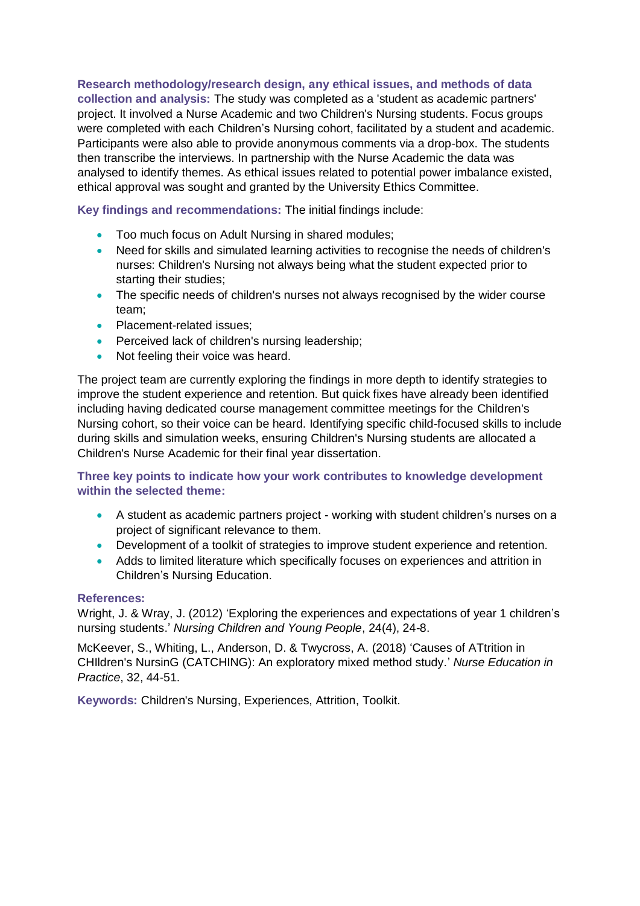**Research methodology/research design, any ethical issues, and methods of data collection and analysis:** The study was completed as a 'student as academic partners' project. It involved a Nurse Academic and two Children's Nursing students. Focus groups were completed with each Children's Nursing cohort, facilitated by a student and academic. Participants were also able to provide anonymous comments via a drop-box. The students then transcribe the interviews. In partnership with the Nurse Academic the data was analysed to identify themes. As ethical issues related to potential power imbalance existed, ethical approval was sought and granted by the University Ethics Committee.

**Key findings and recommendations:** The initial findings include:

- Too much focus on Adult Nursing in shared modules;
- Need for skills and simulated learning activities to recognise the needs of children's nurses: Children's Nursing not always being what the student expected prior to starting their studies;
- The specific needs of children's nurses not always recognised by the wider course team;
- Placement-related issues;
- Perceived lack of children's nursing leadership;
- Not feeling their voice was heard.

The project team are currently exploring the findings in more depth to identify strategies to improve the student experience and retention. But quick fixes have already been identified including having dedicated course management committee meetings for the Children's Nursing cohort, so their voice can be heard. Identifying specific child-focused skills to include during skills and simulation weeks, ensuring Children's Nursing students are allocated a Children's Nurse Academic for their final year dissertation.

**Three key points to indicate how your work contributes to knowledge development within the selected theme:**

- A student as academic partners project - working with student children's nurses on a project of significant relevance to them.
- Development of a toolkit of strategies to improve student experience and retention.
- Adds to limited literature which specifically focuses on experiences and attrition in Children's Nursing Education.

**References:**

Wright, J. & Wray, J. (2012) 'Exploring the experiences and expectations of year 1 children's nursing students.' *Nursing Children and Young People*, 24(4), 24-8.

McKeever, S., Whiting, L., Anderson, D. & Twycross, A. (2018) 'Causes of ATtrition in CHIldren's NursinG (CATCHING): An exploratory mixed method study.' *Nurse Education in Practice*, 32, 44-51.

**Keywords:** Children's Nursing, Experiences, Attrition, Toolkit.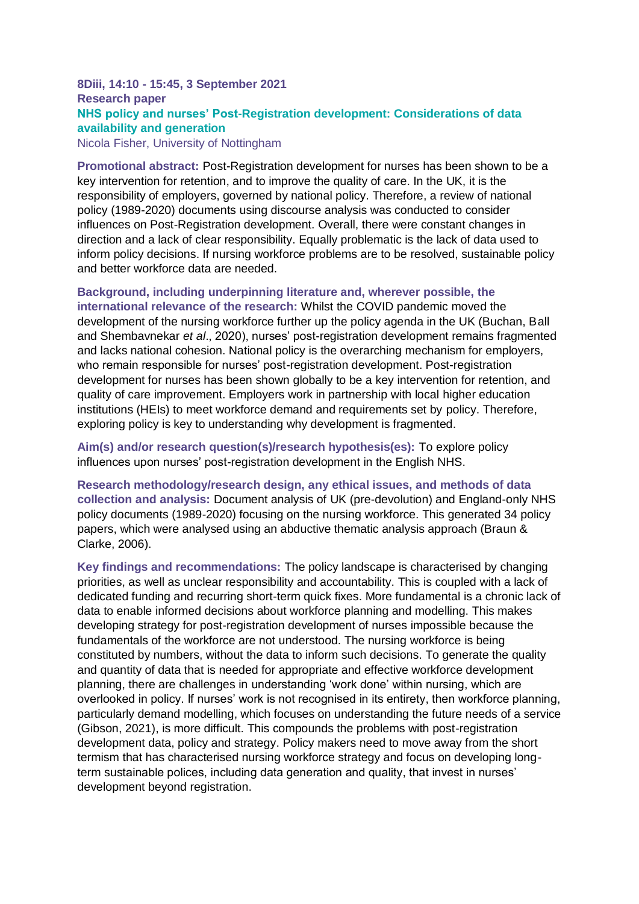**8Diii, 14:10 - 15:45, 3 September 2021**
**Research paper**

## NHS policy and nurses' Post-Registration development: Considerations of data availability and generation

Nicola Fisher, University of Nottingham

**Promotional abstract:** Post-Registration development for nurses has been shown to be a key intervention for retention, and to improve the quality of care. In the UK, it is the responsibility of employers, governed by national policy. Therefore, a review of national policy (1989-2020) documents using discourse analysis was conducted to consider influences on Post-Registration development. Overall, there were constant changes in direction and a lack of clear responsibility. Equally problematic is the lack of data used to inform policy decisions. If nursing workforce problems are to be resolved, sustainable policy and better workforce data are needed.

**Background, including underpinning literature and, wherever possible, the international relevance of the research:** Whilst the COVID pandemic moved the development of the nursing workforce further up the policy agenda in the UK (Buchan, Ball and Shembavnekar *et al*., 2020), nurses' post-registration development remains fragmented and lacks national cohesion. National policy is the overarching mechanism for employers, who remain responsible for nurses' post-registration development. Post-registration development for nurses has been shown globally to be a key intervention for retention, and quality of care improvement. Employers work in partnership with local higher education institutions (HEIs) to meet workforce demand and requirements set by policy. Therefore, exploring policy is key to understanding why development is fragmented.

**Aim(s) and/or research question(s)/research hypothesis(es):** To explore policy influences upon nurses' post-registration development in the English NHS.

**Research methodology/research design, any ethical issues, and methods of data collection and analysis:** Document analysis of UK (pre-devolution) and England-only NHS policy documents (1989-2020) focusing on the nursing workforce. This generated 34 policy papers, which were analysed using an abductive thematic analysis approach (Braun & Clarke, 2006).

**Key findings and recommendations:** The policy landscape is characterised by changing priorities, as well as unclear responsibility and accountability. This is coupled with a lack of dedicated funding and recurring short-term quick fixes. More fundamental is a chronic lack of data to enable informed decisions about workforce planning and modelling. This makes developing strategy for post-registration development of nurses impossible because the fundamentals of the workforce are not understood. The nursing workforce is being constituted by numbers, without the data to inform such decisions. To generate the quality and quantity of data that is needed for appropriate and effective workforce development planning, there are challenges in understanding 'work done' within nursing, which are overlooked in policy. If nurses' work is not recognised in its entirety, then workforce planning, particularly demand modelling, which focuses on understanding the future needs of a service (Gibson, 2021), is more difficult. This compounds the problems with post-registration development data, policy and strategy. Policy makers need to move away from the short termism that has characterised nursing workforce strategy and focus on developing long-term sustainable polices, including data generation and quality, that invest in nurses' development beyond registration.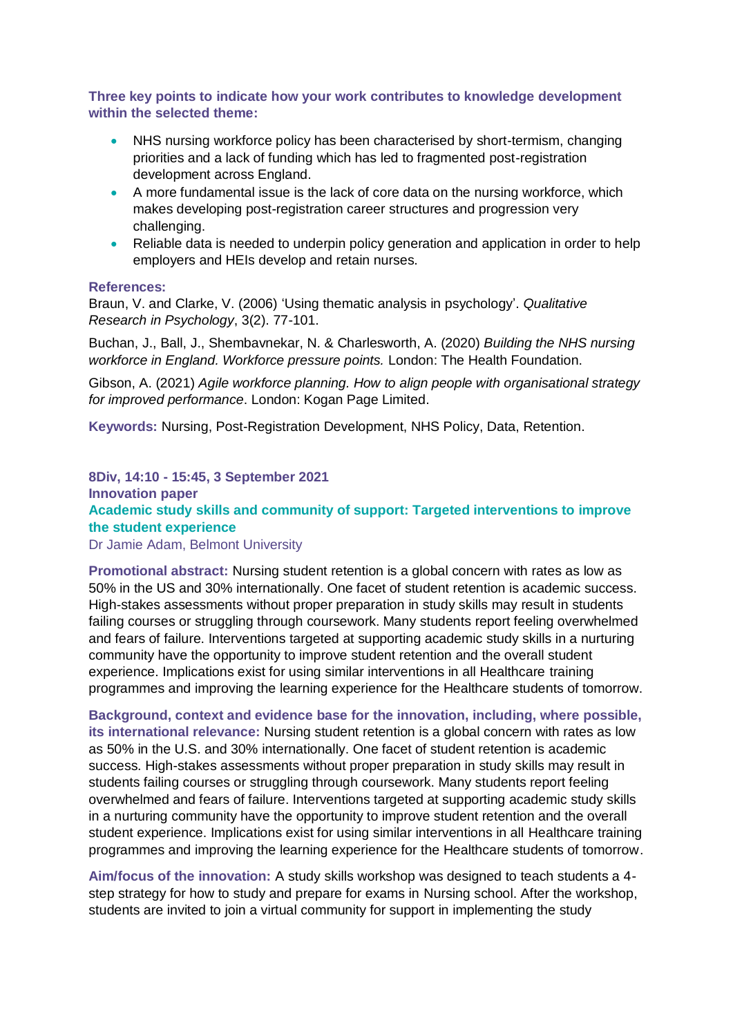**Three key points to indicate how your work contributes to knowledge development within the selected theme:**

- NHS nursing workforce policy has been characterised by short-termism, changing priorities and a lack of funding which has led to fragmented post-registration development across England.
- A more fundamental issue is the lack of core data on the nursing workforce, which makes developing post-registration career structures and progression very challenging.
- Reliable data is needed to underpin policy generation and application in order to help employers and HEIs develop and retain nurses.

**References:**

Braun, V. and Clarke, V. (2006) 'Using thematic analysis in psychology'. *Qualitative Research in Psychology*, 3(2). 77-101.

Buchan, J., Ball, J., Shembavnekar, N. & Charlesworth, A. (2020) *Building the NHS nursing workforce in England. Workforce pressure points.* London: The Health Foundation.

Gibson, A. (2021) *Agile workforce planning. How to align people with organisational strategy for improved performance*. London: Kogan Page Limited.

**Keywords:** Nursing, Post-Registration Development, NHS Policy, Data, Retention.

**8Div, 14:10 - 15:45, 3 September 2021**

**Innovation paper**

## Academic study skills and community of support: Targeted interventions to improve the student experience

Dr Jamie Adam, Belmont University

**Promotional abstract:** Nursing student retention is a global concern with rates as low as 50% in the US and 30% internationally. One facet of student retention is academic success. High-stakes assessments without proper preparation in study skills may result in students failing courses or struggling through coursework. Many students report feeling overwhelmed and fears of failure. Interventions targeted at supporting academic study skills in a nurturing community have the opportunity to improve student retention and the overall student experience. Implications exist for using similar interventions in all Healthcare training programmes and improving the learning experience for the Healthcare students of tomorrow.

**Background, context and evidence base for the innovation, including, where possible, its international relevance:** Nursing student retention is a global concern with rates as low as 50% in the U.S. and 30% internationally. One facet of student retention is academic success. High-stakes assessments without proper preparation in study skills may result in students failing courses or struggling through coursework. Many students report feeling overwhelmed and fears of failure. Interventions targeted at supporting academic study skills in a nurturing community have the opportunity to improve student retention and the overall student experience. Implications exist for using similar interventions in all Healthcare training programmes and improving the learning experience for the Healthcare students of tomorrow.

**Aim/focus of the innovation:** A study skills workshop was designed to teach students a 4-step strategy for how to study and prepare for exams in Nursing school. After the workshop, students are invited to join a virtual community for support in implementing the study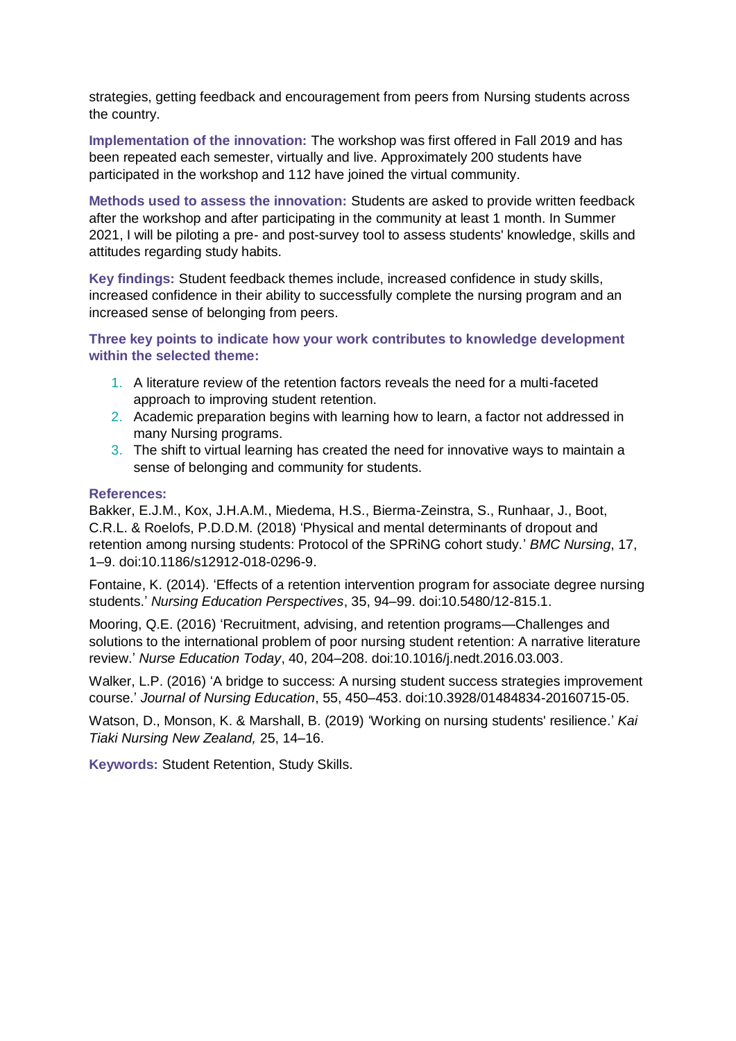strategies, getting feedback and encouragement from peers from Nursing students across the country.

**Implementation of the innovation:** The workshop was first offered in Fall 2019 and has been repeated each semester, virtually and live. Approximately 200 students have participated in the workshop and 112 have joined the virtual community.

**Methods used to assess the innovation:** Students are asked to provide written feedback after the workshop and after participating in the community at least 1 month. In Summer 2021, I will be piloting a pre- and post-survey tool to assess students' knowledge, skills and attitudes regarding study habits.

**Key findings:** Student feedback themes include, increased confidence in study skills, increased confidence in their ability to successfully complete the nursing program and an increased sense of belonging from peers.

**Three key points to indicate how your work contributes to knowledge development within the selected theme:**

1. A literature review of the retention factors reveals the need for a multi-faceted approach to improving student retention.
2. Academic preparation begins with learning how to learn, a factor not addressed in many Nursing programs.
3. The shift to virtual learning has created the need for innovative ways to maintain a sense of belonging and community for students.

**References:**

Bakker, E.J.M., Kox, J.H.A.M., Miedema, H.S., Bierma-Zeinstra, S., Runhaar, J., Boot, C.R.L. & Roelofs, P.D.D.M. (2018) 'Physical and mental determinants of dropout and retention among nursing students: Protocol of the SPRiNG cohort study.' *BMC Nursing*, 17, 1–9. doi:10.1186/s12912-018-0296-9.

Fontaine, K. (2014). 'Effects of a retention intervention program for associate degree nursing students.' *Nursing Education Perspectives*, 35, 94–99. doi:10.5480/12-815.1.

Mooring, Q.E. (2016) 'Recruitment, advising, and retention programs—Challenges and solutions to the international problem of poor nursing student retention: A narrative literature review.' *Nurse Education Today*, 40, 204–208. doi:10.1016/j.nedt.2016.03.003.

Walker, L.P. (2016) 'A bridge to success: A nursing student success strategies improvement course.' *Journal of Nursing Education*, 55, 450–453. doi:10.3928/01484834-20160715-05.

Watson, D., Monson, K. & Marshall, B. (2019) 'Working on nursing students' resilience.' *Kai Tiaki Nursing New Zealand,* 25, 14–16.

**Keywords:** Student Retention, Study Skills.